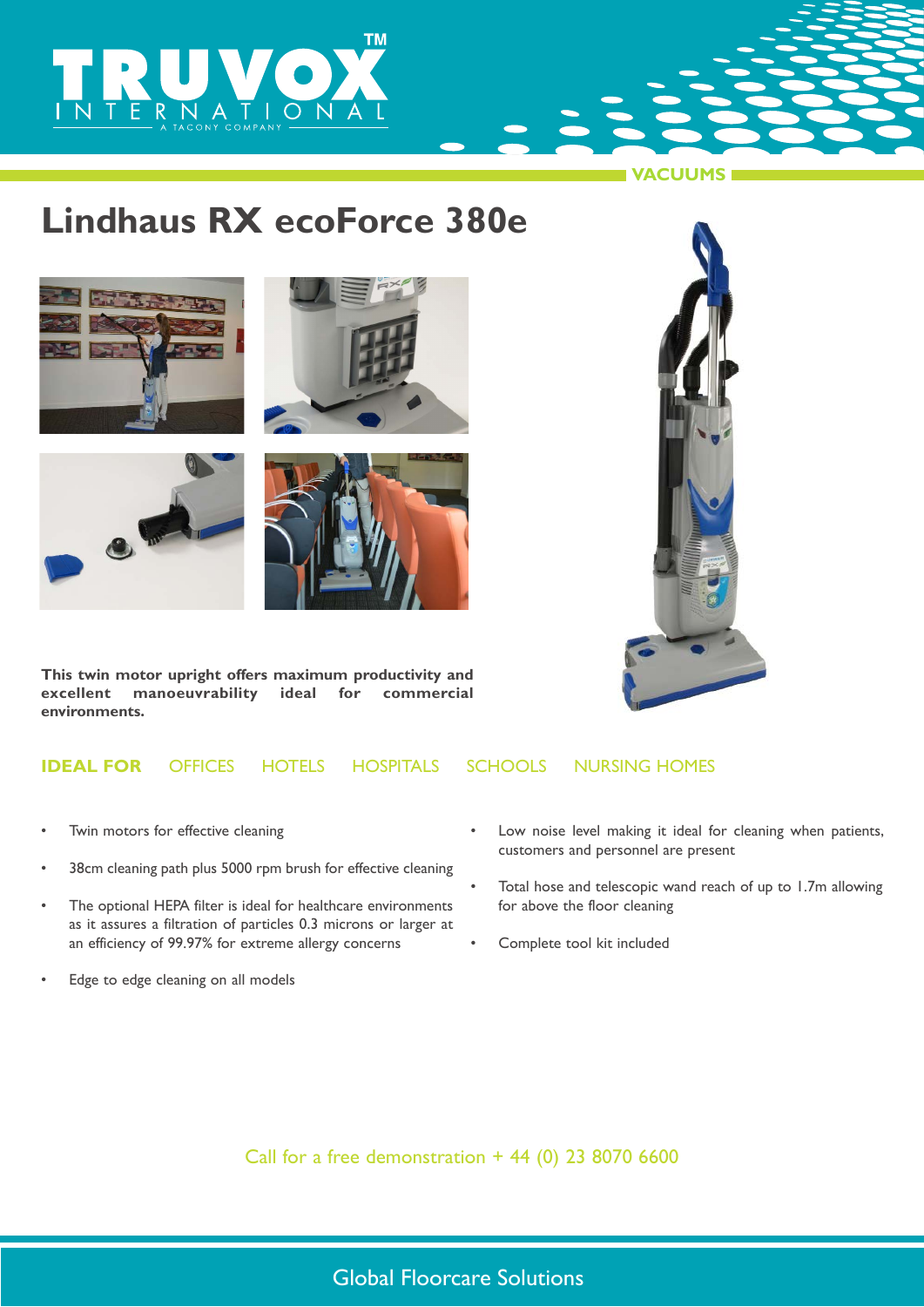TRUVOX™ INTERNATIONAL

A TACONY COMPANY

VACUUMS

# Lindhaus RX ecoForce 380e

**This twin motor upright offers maximum productivity and excellent manoeuvrability ideal for commercial environments.**

**IDEAL FOR** OFFICES HOTELS HOSPITALS SCHOOLS NURSING HOMES

- Twin motors for effective cleaning
- 38cm cleaning path plus 5000 rpm brush for effective cleaning
- The optional HEPA filter is ideal for healthcare environments as it assures a filtration of particles 0.3 microns or larger at an efficiency of 99.97% for extreme allergy concerns
- Edge to edge cleaning on all models
- Low noise level making it ideal for cleaning when patients, customers and personnel are present
- Total hose and telescopic wand reach of up to 1.7m allowing for above the floor cleaning
- Complete tool kit included

Call for a free demonstration + 44 (0) 23 8070 6600

Global Floorcare Solutions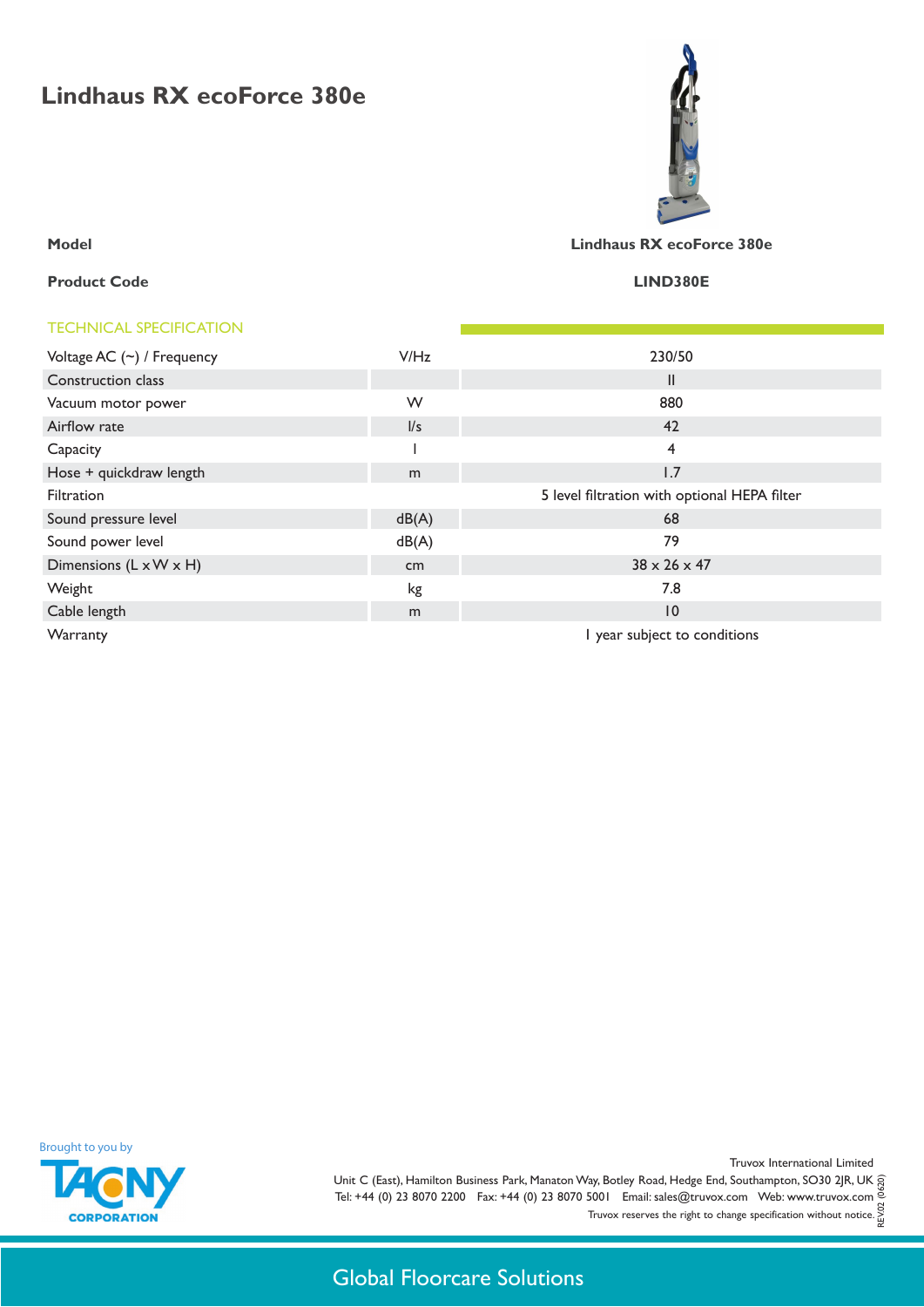# Lindhaus RX ecoForce 380e

| | |
|---|---|
| **Model** | **Lindhaus RX ecoForce 380e** |
| **Product Code** | **LIND380E** |

TECHNICAL SPECIFICATION

| | | |
|---|---|---|
| Voltage AC (~) / Frequency | V/Hz | 230/50 |
| Construction class | | II |
| Vacuum motor power | W | 880 |
| Airflow rate | l/s | 42 |
| Capacity | l | 4 |
| Hose + quickdraw length | m | 1.7 |
| Filtration | | 5 level filtration with optional HEPA filter |
| Sound pressure level | dB(A) | 68 |
| Sound power level | dB(A) | 79 |
| Dimensions (L x W x H) | cm | 38 x 26 x 47 |
| Weight | kg | 7.8 |
| Cable length | m | 10 |
| Warranty | | 1 year subject to conditions |

Brought to you by

TACONY CORPORATION

Truvox International Limited
Unit C (East), Hamilton Business Park, Manaton Way, Botley Road, Hedge End, Southampton, SO30 2JR, UK
Tel: +44 (0) 23 8070 2200 Fax: +44 (0) 23 8070 5001 Email: sales@truvox.com Web: www.truvox.com
Truvox reserves the right to change specification without notice.

REV02 (0620)

Global Floorcare Solutions